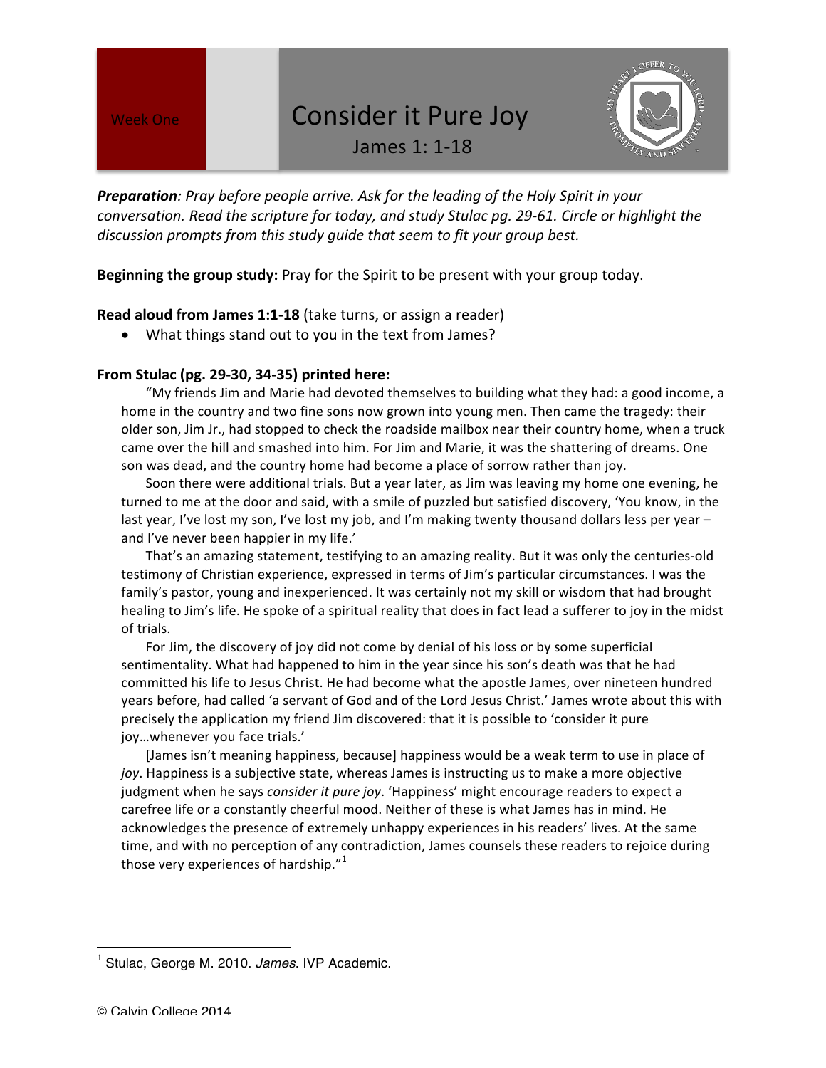Week One

# Consider it Pure Joy

## James 1: 1-18

***Preparation**: Pray before people arrive. Ask for the leading of the Holy Spirit in your conversation. Read the scripture for today, and study Stulac pg. 29-61. Circle or highlight the discussion prompts from this study guide that seem to fit your group best.*

**Beginning the group study:** Pray for the Spirit to be present with your group today.

**Read aloud from James 1:1-18** (take turns, or assign a reader)

- What things stand out to you in the text from James?

**From Stulac (pg. 29-30, 34-35) printed here:**

"My friends Jim and Marie had devoted themselves to building what they had: a good income, a home in the country and two fine sons now grown into young men. Then came the tragedy: their older son, Jim Jr., had stopped to check the roadside mailbox near their country home, when a truck came over the hill and smashed into him. For Jim and Marie, it was the shattering of dreams. One son was dead, and the country home had become a place of sorrow rather than joy.

Soon there were additional trials. But a year later, as Jim was leaving my home one evening, he turned to me at the door and said, with a smile of puzzled but satisfied discovery, 'You know, in the last year, I've lost my son, I've lost my job, and I'm making twenty thousand dollars less per year – and I've never been happier in my life.'

That's an amazing statement, testifying to an amazing reality. But it was only the centuries-old testimony of Christian experience, expressed in terms of Jim's particular circumstances. I was the family's pastor, young and inexperienced. It was certainly not my skill or wisdom that had brought healing to Jim's life. He spoke of a spiritual reality that does in fact lead a sufferer to joy in the midst of trials.

For Jim, the discovery of joy did not come by denial of his loss or by some superficial sentimentality. What had happened to him in the year since his son's death was that he had committed his life to Jesus Christ. He had become what the apostle James, over nineteen hundred years before, had called 'a servant of God and of the Lord Jesus Christ.' James wrote about this with precisely the application my friend Jim discovered: that it is possible to 'consider it pure joy…whenever you face trials.'

[James isn't meaning happiness, because] happiness would be a weak term to use in place of *joy*. Happiness is a subjective state, whereas James is instructing us to make a more objective judgment when he says *consider it pure joy*. 'Happiness' might encourage readers to expect a carefree life or a constantly cheerful mood. Neither of these is what James has in mind. He acknowledges the presence of extremely unhappy experiences in his readers' lives. At the same time, and with no perception of any contradiction, James counsels these readers to rejoice during those very experiences of hardship."[1]

---

[1] Stulac, George M. 2010. *James*. IVP Academic.

© Calvin College 2014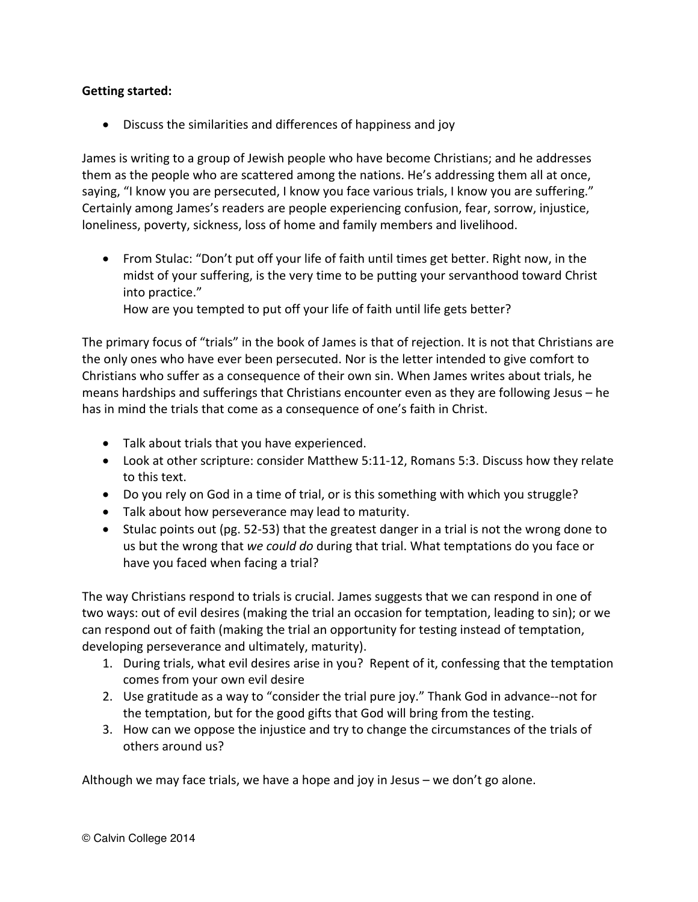**Getting started:**

- Discuss the similarities and differences of happiness and joy

James is writing to a group of Jewish people who have become Christians; and he addresses them as the people who are scattered among the nations. He's addressing them all at once, saying, "I know you are persecuted, I know you face various trials, I know you are suffering." Certainly among James's readers are people experiencing confusion, fear, sorrow, injustice, loneliness, poverty, sickness, loss of home and family members and livelihood.

- From Stulac: "Don't put off your life of faith until times get better. Right now, in the midst of your suffering, is the very time to be putting your servanthood toward Christ into practice."
  How are you tempted to put off your life of faith until life gets better?

The primary focus of "trials" in the book of James is that of rejection. It is not that Christians are the only ones who have ever been persecuted. Nor is the letter intended to give comfort to Christians who suffer as a consequence of their own sin. When James writes about trials, he means hardships and sufferings that Christians encounter even as they are following Jesus – he has in mind the trials that come as a consequence of one's faith in Christ.

- Talk about trials that you have experienced.
- Look at other scripture: consider Matthew 5:11-12, Romans 5:3. Discuss how they relate to this text.
- Do you rely on God in a time of trial, or is this something with which you struggle?
- Talk about how perseverance may lead to maturity.
- Stulac points out (pg. 52-53) that the greatest danger in a trial is not the wrong done to us but the wrong that *we could do* during that trial. What temptations do you face or have you faced when facing a trial?

The way Christians respond to trials is crucial. James suggests that we can respond in one of two ways: out of evil desires (making the trial an occasion for temptation, leading to sin); or we can respond out of faith (making the trial an opportunity for testing instead of temptation, developing perseverance and ultimately, maturity).

1. During trials, what evil desires arise in you? Repent of it, confessing that the temptation comes from your own evil desire
2. Use gratitude as a way to "consider the trial pure joy." Thank God in advance--not for the temptation, but for the good gifts that God will bring from the testing.
3. How can we oppose the injustice and try to change the circumstances of the trials of others around us?

Although we may face trials, we have a hope and joy in Jesus – we don't go alone.

© Calvin College 2014